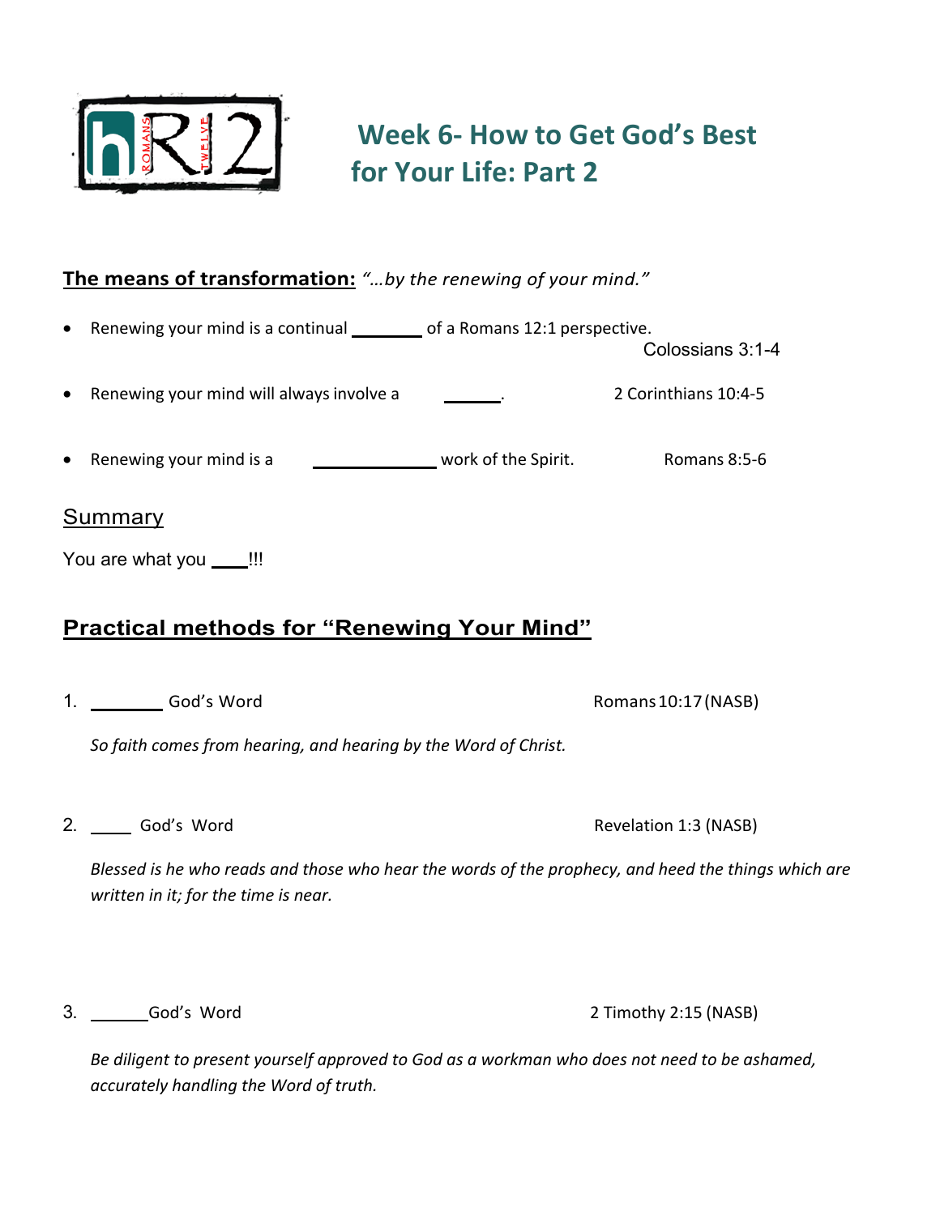# Week 6- How to Get God's Best for Your Life: Part 2

**The means of transformation:** *"…by the renewing of your mind."*

- Renewing your mind is a continual ________ of a Romans 12:1 perspective. Colossians 3:1-4
- Renewing your mind will always involve a ______. 2 Corinthians 10:4-5
- Renewing your mind is a _____________ work of the Spirit. Romans 8:5-6

## Summary

You are what you ____!!!

## Practical methods for "Renewing Your Mind"

1. ________ God's Word — Romans 10:17 (NASB)

   *So faith comes from hearing, and hearing by the Word of Christ.*

2. ____ God's Word — Revelation 1:3 (NASB)

   *Blessed is he who reads and those who hear the words of the prophecy, and heed the things which are written in it; for the time is near.*

3. ______ God's Word — 2 Timothy 2:15 (NASB)

   *Be diligent to present yourself approved to God as a workman who does not need to be ashamed, accurately handling the Word of truth.*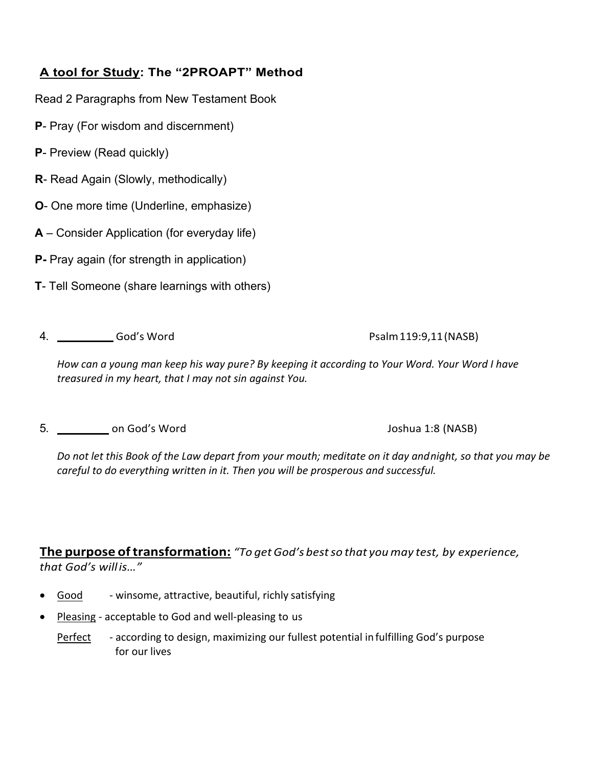## <u>A tool for Study</u>: The "2PROAPT" Method

Read 2 Paragraphs from New Testament Book

**P**- Pray (For wisdom and discernment)

**P**- Preview (Read quickly)

**R**- Read Again (Slowly, methodically)

**O**- One more time (Underline, emphasize)

**A** – Consider Application (for everyday life)

**P-** Pray again (for strength in application)

**T**- Tell Someone (share learnings with others)

4. _________ God's Word Psalm 119:9,11 (NASB)

*How can a young man keep his way pure? By keeping it according to Your Word. Your Word I have treasured in my heart, that I may not sin against You.*

5. ________ on God's Word Joshua 1:8 (NASB)

*Do not let this Book of the Law depart from your mouth; meditate on it day and night, so that you may be careful to do everything written in it. Then you will be prosperous and successful.*

**<u>The purpose of transformation:</u>** *"To get God's best so that you may test, by experience, that God's will is…"*

- <u>Good</u> - winsome, attractive, beautiful, richly satisfying
- <u>Pleasing</u> - acceptable to God and well-pleasing to us

<u>Perfect</u> - according to design, maximizing our fullest potential in fulfilling God's purpose for our lives